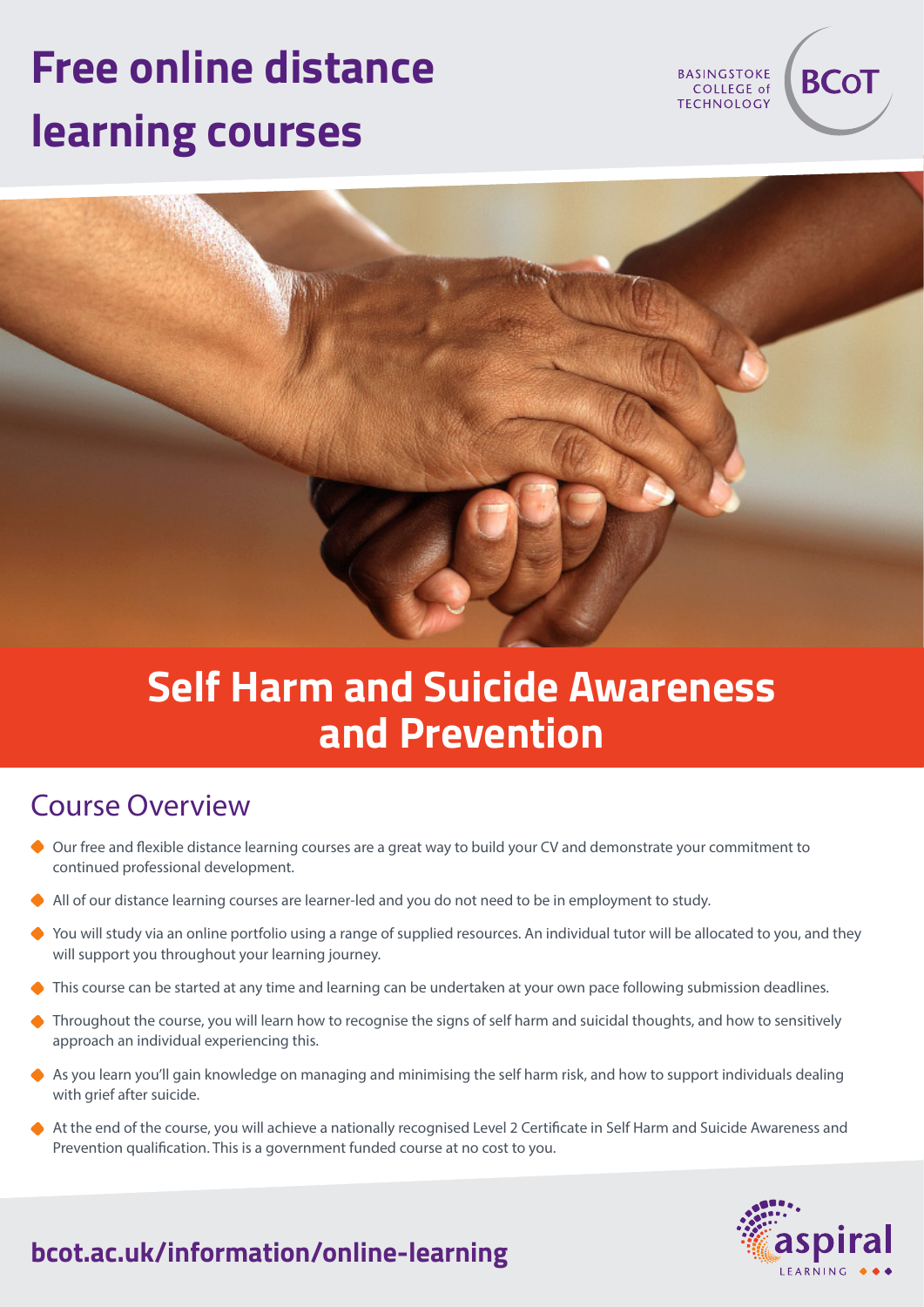# Free online distance learning courses

BASINGSTOKE COLLEGE of TECHNOLOGY BCoT

## Self Harm and Suicide Awareness and Prevention

### Course Overview

- Our free and flexible distance learning courses are a great way to build your CV and demonstrate your commitment to continued professional development.
- All of our distance learning courses are learner-led and you do not need to be in employment to study.
- You will study via an online portfolio using a range of supplied resources. An individual tutor will be allocated to you, and they will support you throughout your learning journey.
- This course can be started at any time and learning can be undertaken at your own pace following submission deadlines.
- Throughout the course, you will learn how to recognise the signs of self harm and suicidal thoughts, and how to sensitively approach an individual experiencing this.
- As you learn you'll gain knowledge on managing and minimising the self harm risk, and how to support individuals dealing with grief after suicide.
- At the end of the course, you will achieve a nationally recognised Level 2 Certificate in Self Harm and Suicide Awareness and Prevention qualification. This is a government funded course at no cost to you.

**bcot.ac.uk/information/online-learning**

aspiral LEARNING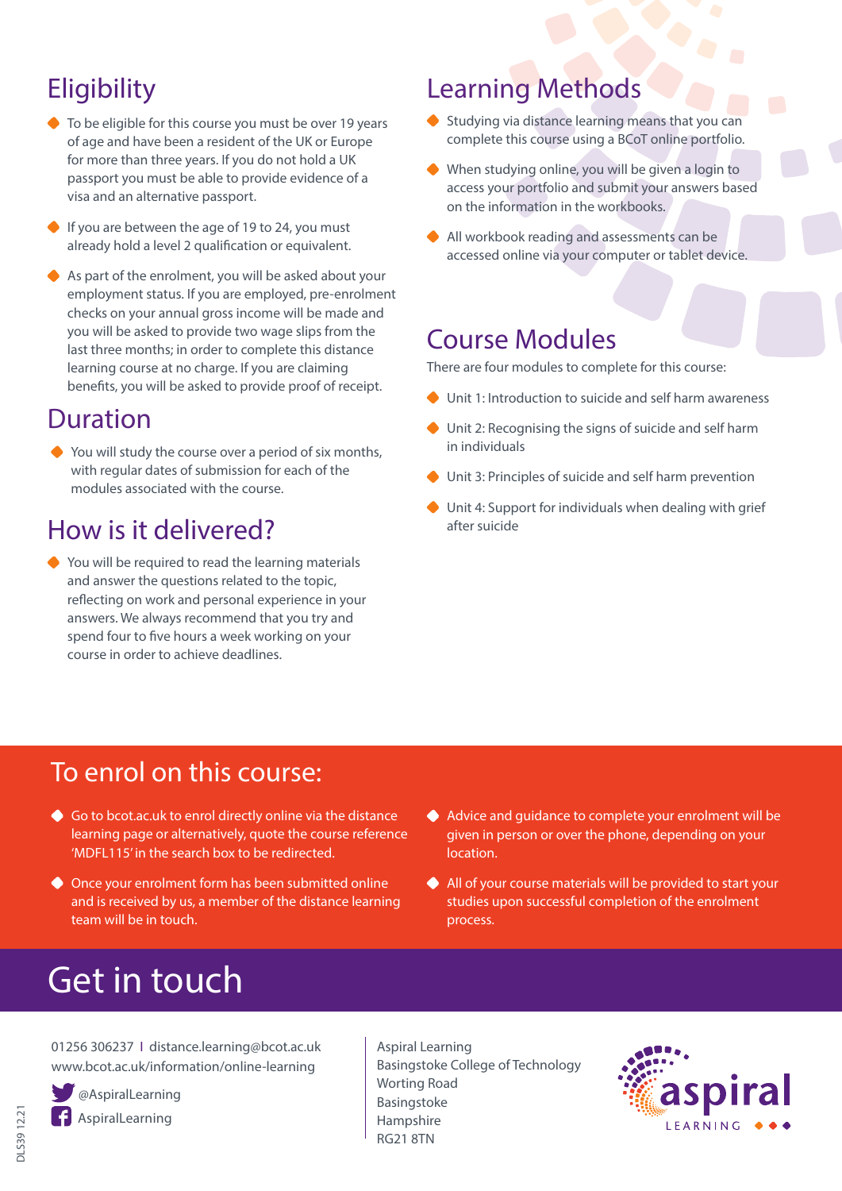## Eligibility

- To be eligible for this course you must be over 19 years of age and have been a resident of the UK or Europe for more than three years. If you do not hold a UK passport you must be able to provide evidence of a visa and an alternative passport.
- If you are between the age of 19 to 24, you must already hold a level 2 qualification or equivalent.
- As part of the enrolment, you will be asked about your employment status. If you are employed, pre-enrolment checks on your annual gross income will be made and you will be asked to provide two wage slips from the last three months; in order to complete this distance learning course at no charge. If you are claiming benefits, you will be asked to provide proof of receipt.

## Duration

- You will study the course over a period of six months, with regular dates of submission for each of the modules associated with the course.

## How is it delivered?

- You will be required to read the learning materials and answer the questions related to the topic, reflecting on work and personal experience in your answers. We always recommend that you try and spend four to five hours a week working on your course in order to achieve deadlines.

## Learning Methods

- Studying via distance learning means that you can complete this course using a BCoT online portfolio.
- When studying online, you will be given a login to access your portfolio and submit your answers based on the information in the workbooks.
- All workbook reading and assessments can be accessed online via your computer or tablet device.

## Course Modules

There are four modules to complete for this course:

- Unit 1: Introduction to suicide and self harm awareness
- Unit 2: Recognising the signs of suicide and self harm in individuals
- Unit 3: Principles of suicide and self harm prevention
- Unit 4: Support for individuals when dealing with grief after suicide

## To enrol on this course:

- Go to bcot.ac.uk to enrol directly online via the distance learning page or alternatively, quote the course reference 'MDFL115' in the search box to be redirected.
- Once your enrolment form has been submitted online and is received by us, a member of the distance learning team will be in touch.
- Advice and guidance to complete your enrolment will be given in person or over the phone, depending on your location.
- All of your course materials will be provided to start your studies upon successful completion of the enrolment process.

## Get in touch

01256 306237 I distance.learning@bcot.ac.uk
www.bcot.ac.uk/information/online-learning

@AspiralLearning
AspiralLearning

Aspiral Learning
Basingstoke College of Technology
Worting Road
Basingstoke
Hampshire
RG21 8TN

aspiral LEARNING

DLS39 12.21